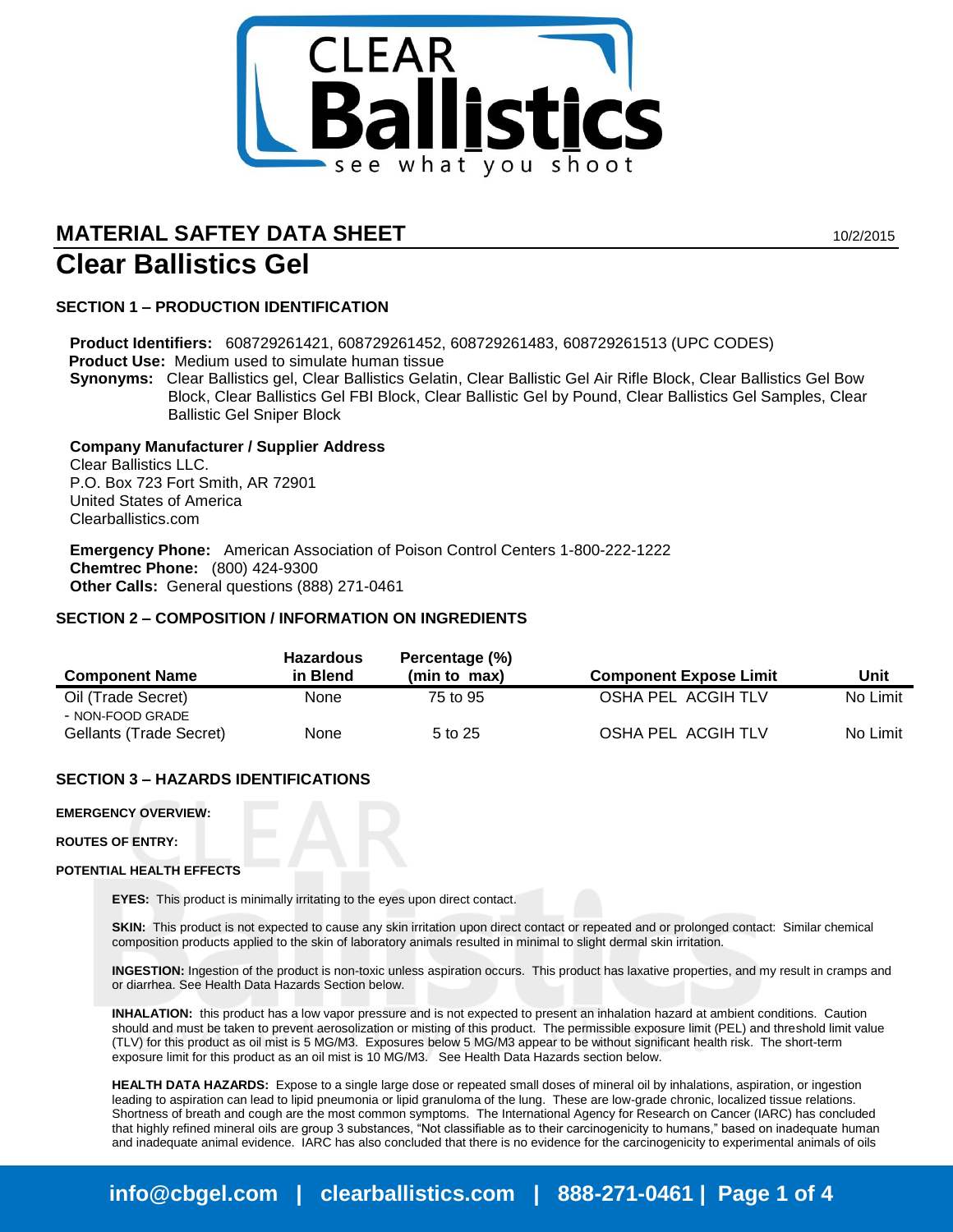# MATERIAL SAFTEY DATA SHEET

10/2/2015

# Clear Ballistics Gel

## SECTION 1 – PRODUCTION IDENTIFICATION

**Product Identifiers:** 608729261421, 608729261452, 608729261483, 608729261513 (UPC CODES)
**Product Use:** Medium used to simulate human tissue
**Synonyms:** Clear Ballistics gel, Clear Ballistics Gelatin, Clear Ballistic Gel Air Rifle Block, Clear Ballistics Gel Bow Block, Clear Ballistics Gel FBI Block, Clear Ballistic Gel by Pound, Clear Ballistics Gel Samples, Clear Ballistic Gel Sniper Block

**Company Manufacturer / Supplier Address**
Clear Ballistics LLC.
P.O. Box 723 Fort Smith, AR 72901
United States of America
Clearballistics.com

**Emergency Phone:** American Association of Poison Control Centers 1-800-222-1222
**Chemtrec Phone:** (800) 424-9300
**Other Calls:** General questions (888) 271-0461

## SECTION 2 – COMPOSITION / INFORMATION ON INGREDIENTS

| Component Name | Hazardous in Blend | Percentage (%) (min to max) | Component Expose Limit | Unit |
|---|---|---|---|---|
| Oil (Trade Secret) - NON-FOOD GRADE | None | 75 to 95 | OSHA PEL ACGIH TLV | No Limit |
| Gellants (Trade Secret) | None | 5 to 25 | OSHA PEL ACGIH TLV | No Limit |

## SECTION 3 – HAZARDS IDENTIFICATIONS

**EMERGENCY OVERVIEW:**

**ROUTES OF ENTRY:**

**POTENTIAL HEALTH EFFECTS**

**EYES:** This product is minimally irritating to the eyes upon direct contact.

**SKIN:** This product is not expected to cause any skin irritation upon direct contact or repeated and or prolonged contact: Similar chemical composition products applied to the skin of laboratory animals resulted in minimal to slight dermal skin irritation.

**INGESTION:** Ingestion of the product is non-toxic unless aspiration occurs. This product has laxative properties, and my result in cramps and or diarrhea. See Health Data Hazards Section below.

**INHALATION:** this product has a low vapor pressure and is not expected to present an inhalation hazard at ambient conditions. Caution should and must be taken to prevent aerosolization or misting of this product. The permissible exposure limit (PEL) and threshold limit value (TLV) for this product as oil mist is 5 MG/M3. Exposures below 5 MG/M3 appear to be without significant health risk. The short-term exposure limit for this product as an oil mist is 10 MG/M3. See Health Data Hazards section below.

**HEALTH DATA HAZARDS:** Expose to a single large dose or repeated small doses of mineral oil by inhalations, aspiration, or ingestion leading to aspiration can lead to lipid pneumonia or lipid granuloma of the lung. These are low-grade chronic, localized tissue relations. Shortness of breath and cough are the most common symptoms. The International Agency for Research on Cancer (IARC) has concluded that highly refined mineral oils are group 3 substances, "Not classifiable as to their carcinogenicity to humans," based on inadequate human and inadequate animal evidence. IARC has also concluded that there is no evidence for the carcinogenicity to experimental animals of oils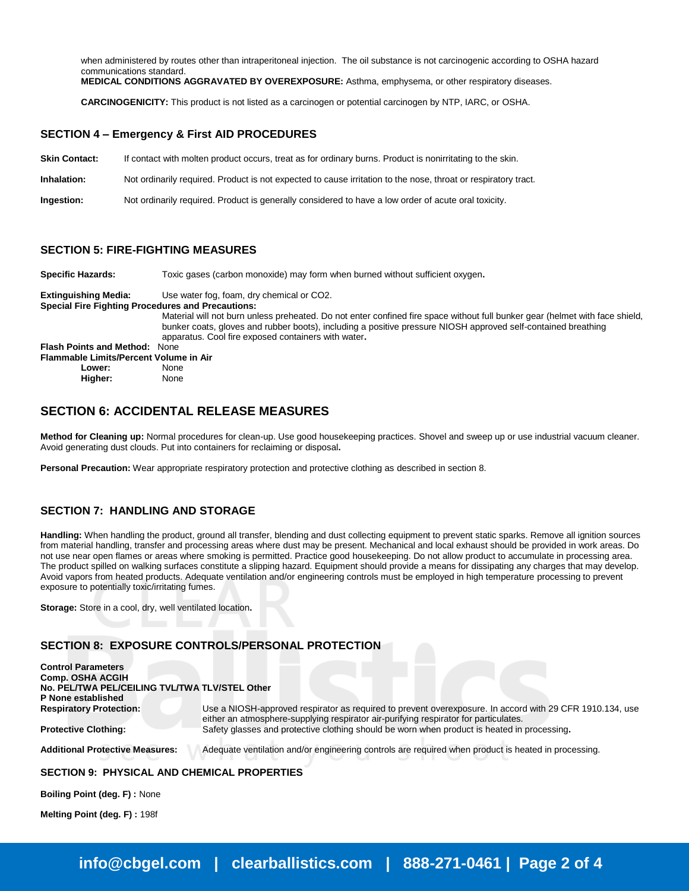when administered by routes other than intraperitoneal injection. The oil substance is not carcinogenic according to OSHA hazard communications standard.

**MEDICAL CONDITIONS AGGRAVATED BY OVEREXPOSURE:** Asthma, emphysema, or other respiratory diseases.

**CARCINOGENICITY:** This product is not listed as a carcinogen or potential carcinogen by NTP, IARC, or OSHA.

## SECTION 4 – Emergency & First AID PROCEDURES

**Skin Contact:** If contact with molten product occurs, treat as for ordinary burns. Product is nonirritating to the skin.

**Inhalation:** Not ordinarily required. Product is not expected to cause irritation to the nose, throat or respiratory tract.

**Ingestion:** Not ordinarily required. Product is generally considered to have a low order of acute oral toxicity.

## SECTION 5: FIRE-FIGHTING MEASURES

**Specific Hazards:** Toxic gases (carbon monoxide) may form when burned without sufficient oxygen.

**Extinguishing Media:** Use water fog, foam, dry chemical or CO2.

**Special Fire Fighting Procedures and Precautions:**
Material will not burn unless preheated. Do not enter confined fire space without full bunker gear (helmet with face shield, bunker coats, gloves and rubber boots), including a positive pressure NIOSH approved self-contained breathing apparatus. Cool fire exposed containers with water.

**Flash Points and Method:** None

**Flammable Limits/Percent Volume in Air**
- **Lower:** None
- **Higher:** None

## SECTION 6: ACCIDENTAL RELEASE MEASURES

**Method for Cleaning up:** Normal procedures for clean-up. Use good housekeeping practices. Shovel and sweep up or use industrial vacuum cleaner. Avoid generating dust clouds. Put into containers for reclaiming or disposal.

**Personal Precaution:** Wear appropriate respiratory protection and protective clothing as described in section 8.

## SECTION 7: HANDLING AND STORAGE

**Handling:** When handling the product, ground all transfer, blending and dust collecting equipment to prevent static sparks. Remove all ignition sources from material handling, transfer and processing areas where dust may be present. Mechanical and local exhaust should be provided in work areas. Do not use near open flames or areas where smoking is permitted. Practice good housekeeping. Do not allow product to accumulate in processing area. The product spilled on walking surfaces constitute a slipping hazard. Equipment should provide a means for dissipating any charges that may develop. Avoid vapors from heated products. Adequate ventilation and/or engineering controls must be employed in high temperature processing to prevent exposure to potentially toxic/irritating fumes.

**Storage:** Store in a cool, dry, well ventilated location.

## SECTION 8: EXPOSURE CONTROLS/PERSONAL PROTECTION

**Control Parameters**
**Comp. OSHA ACGIH**
**No. PEL/TWA PEL/CEILING TVL/TWA TLV/STEL Other**
**P None established**

**Respiratory Protection:** Use a NIOSH-approved respirator as required to prevent overexposure. In accord with 29 CFR 1910.134, use either an atmosphere-supplying respirator air-purifying respirator for particulates.

**Protective Clothing:** Safety glasses and protective clothing should be worn when product is heated in processing.

**Additional Protective Measures:** Adequate ventilation and/or engineering controls are required when product is heated in processing.

## SECTION 9: PHYSICAL AND CHEMICAL PROPERTIES

**Boiling Point (deg. F) :** None

**Melting Point (deg. F) :** 198f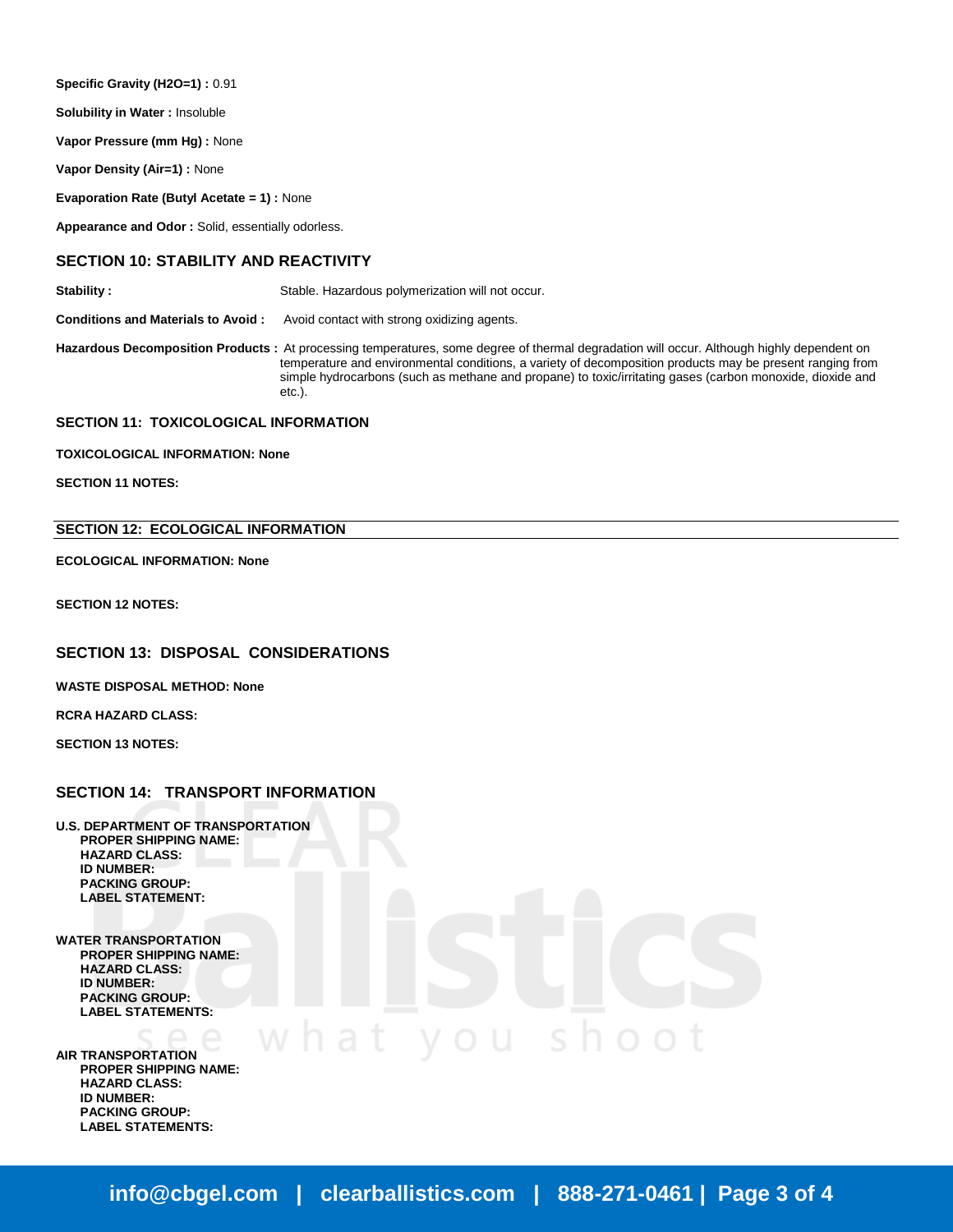**Specific Gravity (H2O=1) :** 0.91

**Solubility in Water :** Insoluble

**Vapor Pressure (mm Hg) :** None

**Vapor Density (Air=1) :** None

**Evaporation Rate (Butyl Acetate = 1) :** None

**Appearance and Odor :** Solid, essentially odorless.

## SECTION 10: STABILITY AND REACTIVITY

**Stability :** Stable. Hazardous polymerization will not occur.

**Conditions and Materials to Avoid :** Avoid contact with strong oxidizing agents.

**Hazardous Decomposition Products :** At processing temperatures, some degree of thermal degradation will occur. Although highly dependent on temperature and environmental conditions, a variety of decomposition products may be present ranging from simple hydrocarbons (such as methane and propane) to toxic/irritating gases (carbon monoxide, dioxide and etc.).

## SECTION 11: TOXICOLOGICAL INFORMATION

**TOXICOLOGICAL INFORMATION: None**

**SECTION 11 NOTES:**

## SECTION 12: ECOLOGICAL INFORMATION

**ECOLOGICAL INFORMATION: None**

**SECTION 12 NOTES:**

## SECTION 13: DISPOSAL CONSIDERATIONS

**WASTE DISPOSAL METHOD: None**

**RCRA HAZARD CLASS:**

**SECTION 13 NOTES:**

## SECTION 14: TRANSPORT INFORMATION

**U.S. DEPARTMENT OF TRANSPORTATION**
- **PROPER SHIPPING NAME:**
- **HAZARD CLASS:**
- **ID NUMBER:**
- **PACKING GROUP:**
- **LABEL STATEMENT:**

**WATER TRANSPORTATION**
- **PROPER SHIPPING NAME:**
- **HAZARD CLASS:**
- **ID NUMBER:**
- **PACKING GROUP:**
- **LABEL STATEMENTS:**

**AIR TRANSPORTATION**
- **PROPER SHIPPING NAME:**
- **HAZARD CLASS:**
- **ID NUMBER:**
- **PACKING GROUP:**
- **LABEL STATEMENTS:**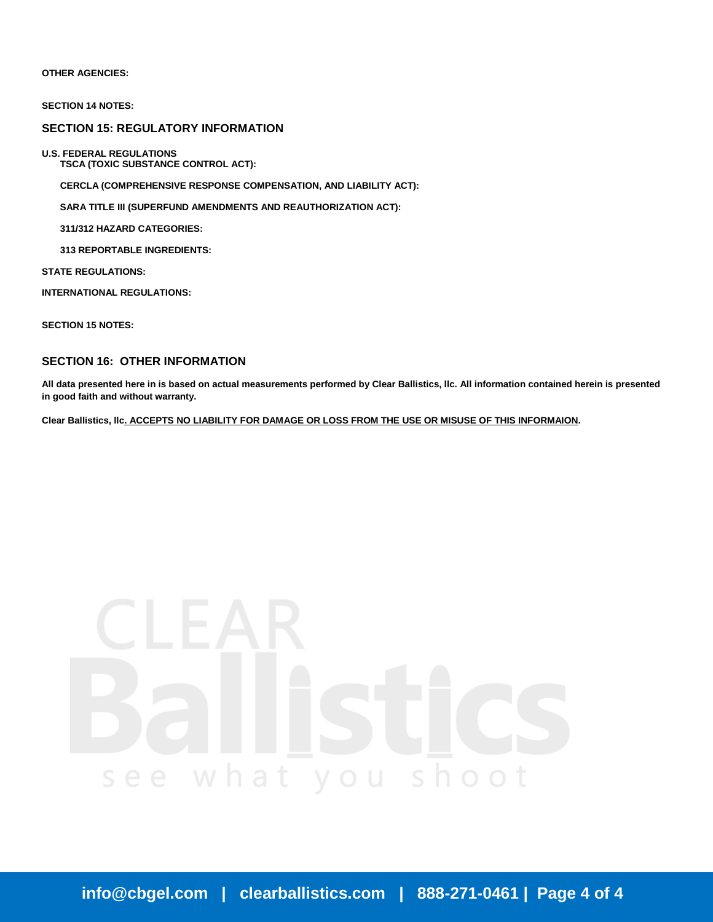**OTHER AGENCIES:**

**SECTION 14 NOTES:**

## SECTION 15: REGULATORY INFORMATION

**U.S. FEDERAL REGULATIONS**

**TSCA (TOXIC SUBSTANCE CONTROL ACT):**

**CERCLA (COMPREHENSIVE RESPONSE COMPENSATION, AND LIABILITY ACT):**

**SARA TITLE III (SUPERFUND AMENDMENTS AND REAUTHORIZATION ACT):**

**311/312 HAZARD CATEGORIES:**

**313 REPORTABLE INGREDIENTS:**

**STATE REGULATIONS:**

**INTERNATIONAL REGULATIONS:**

**SECTION 15 NOTES:**

## SECTION 16: OTHER INFORMATION

**All data presented here in is based on actual measurements performed by Clear Ballistics, llc. All information contained herein is presented in good faith and without warranty.**

**Clear Ballistics, llc. ACCEPTS NO LIABILITY FOR DAMAGE OR LOSS FROM THE USE OR MISUSE OF THIS INFORMAION.**